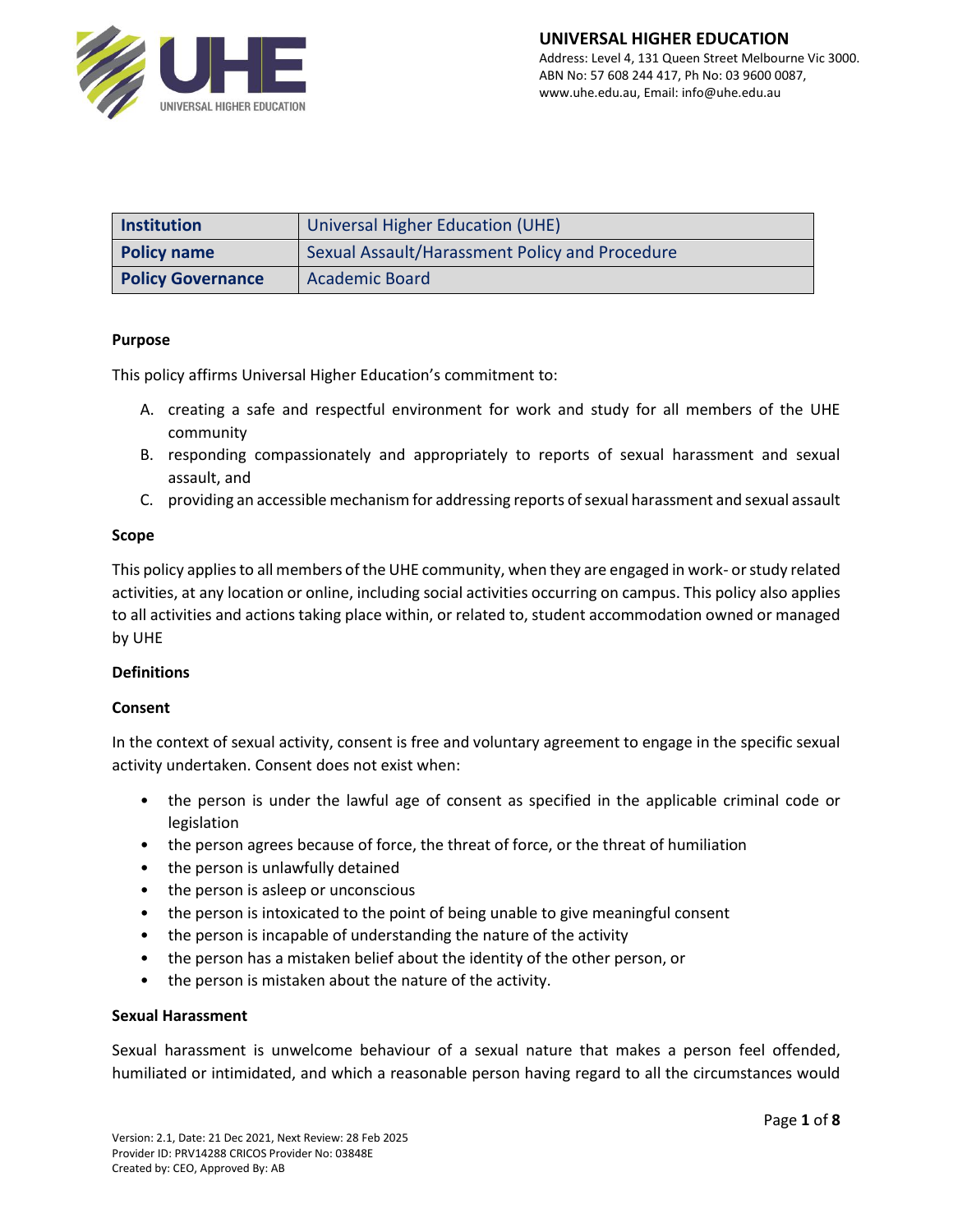| Institution | Universal Higher Education (UHE) |
| --- | --- |
| Policy name | Sexual Assault/Harassment Policy and Procedure |
| Policy Governance | Academic Board |

**Purpose**

This policy affirms Universal Higher Education's commitment to:

A. creating a safe and respectful environment for work and study for all members of the UHE community
B. responding compassionately and appropriately to reports of sexual harassment and sexual assault, and
C. providing an accessible mechanism for addressing reports of sexual harassment and sexual assault

**Scope**

This policy applies to all members of the UHE community, when they are engaged in work- or study related activities, at any location or online, including social activities occurring on campus. This policy also applies to all activities and actions taking place within, or related to, student accommodation owned or managed by UHE

**Definitions**

**Consent**

In the context of sexual activity, consent is free and voluntary agreement to engage in the specific sexual activity undertaken. Consent does not exist when:

- the person is under the lawful age of consent as specified in the applicable criminal code or legislation
- the person agrees because of force, the threat of force, or the threat of humiliation
- the person is unlawfully detained
- the person is asleep or unconscious
- the person is intoxicated to the point of being unable to give meaningful consent
- the person is incapable of understanding the nature of the activity
- the person has a mistaken belief about the identity of the other person, or
- the person is mistaken about the nature of the activity.

**Sexual Harassment**

Sexual harassment is unwelcome behaviour of a sexual nature that makes a person feel offended, humiliated or intimidated, and which a reasonable person having regard to all the circumstances would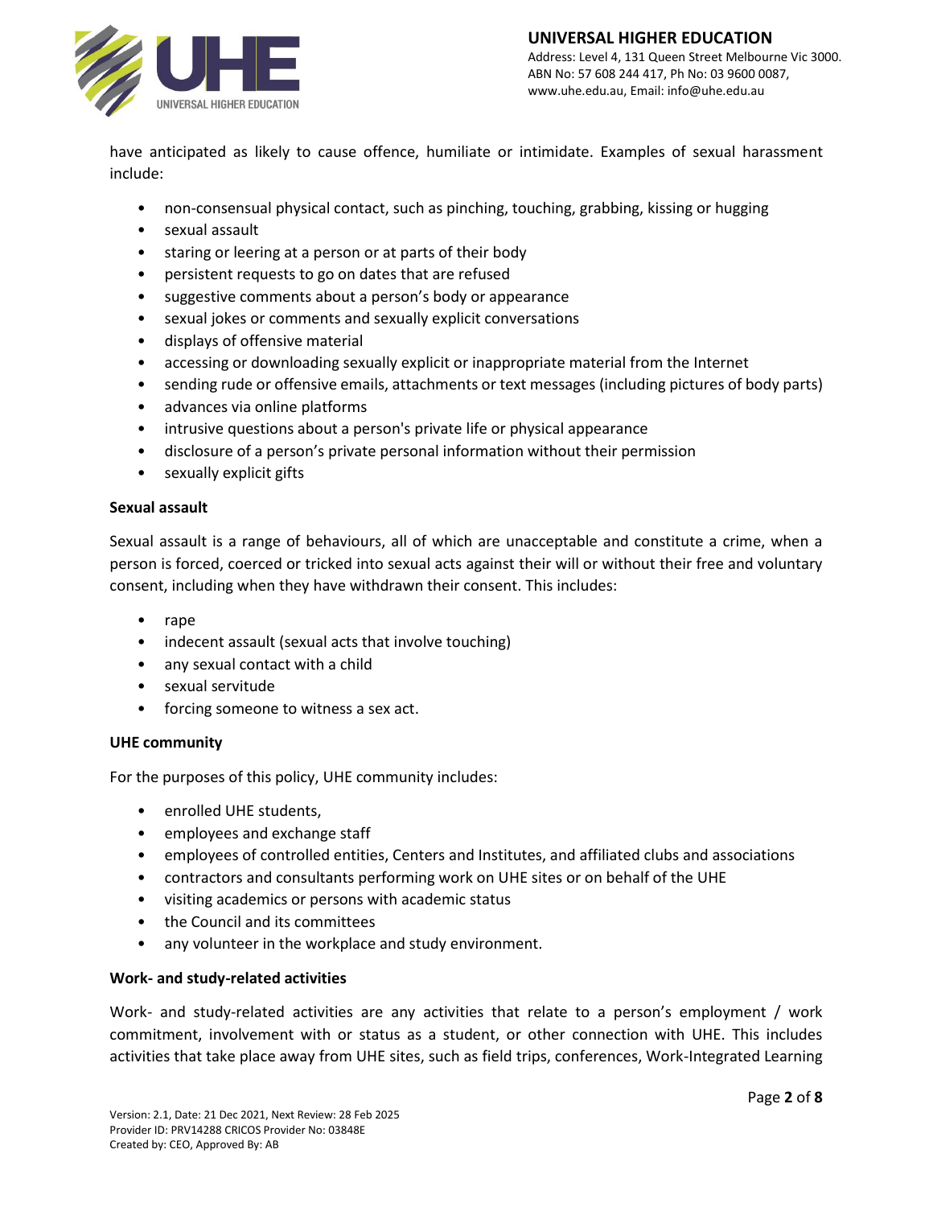have anticipated as likely to cause offence, humiliate or intimidate. Examples of sexual harassment include:

- non-consensual physical contact, such as pinching, touching, grabbing, kissing or hugging
- sexual assault
- staring or leering at a person or at parts of their body
- persistent requests to go on dates that are refused
- suggestive comments about a person's body or appearance
- sexual jokes or comments and sexually explicit conversations
- displays of offensive material
- accessing or downloading sexually explicit or inappropriate material from the Internet
- sending rude or offensive emails, attachments or text messages (including pictures of body parts)
- advances via online platforms
- intrusive questions about a person's private life or physical appearance
- disclosure of a person's private personal information without their permission
- sexually explicit gifts

**Sexual assault**

Sexual assault is a range of behaviours, all of which are unacceptable and constitute a crime, when a person is forced, coerced or tricked into sexual acts against their will or without their free and voluntary consent, including when they have withdrawn their consent. This includes:

- rape
- indecent assault (sexual acts that involve touching)
- any sexual contact with a child
- sexual servitude
- forcing someone to witness a sex act.

**UHE community**

For the purposes of this policy, UHE community includes:

- enrolled UHE students,
- employees and exchange staff
- employees of controlled entities, Centers and Institutes, and affiliated clubs and associations
- contractors and consultants performing work on UHE sites or on behalf of the UHE
- visiting academics or persons with academic status
- the Council and its committees
- any volunteer in the workplace and study environment.

**Work- and study-related activities**

Work- and study-related activities are any activities that relate to a person's employment / work commitment, involvement with or status as a student, or other connection with UHE. This includes activities that take place away from UHE sites, such as field trips, conferences, Work-Integrated Learning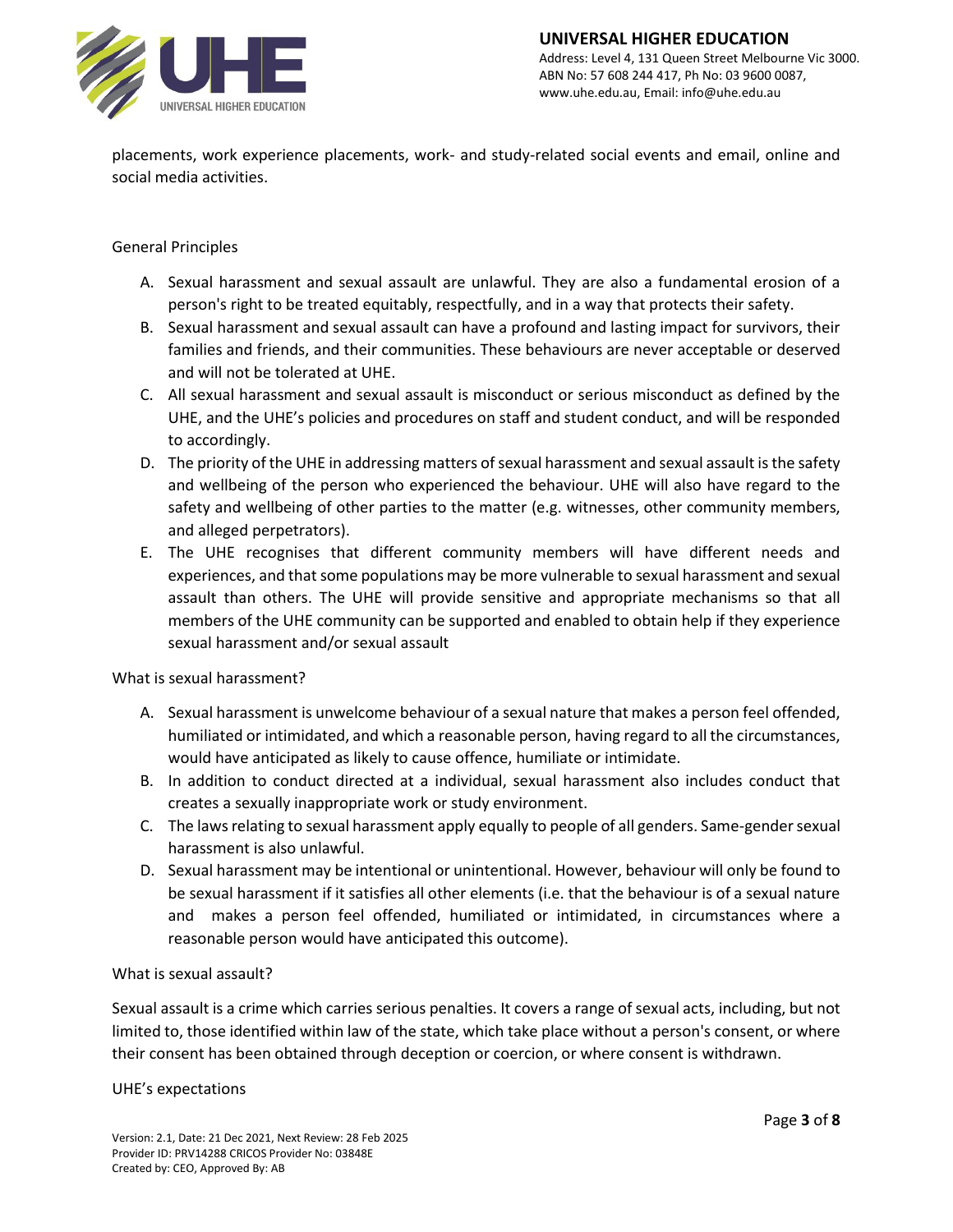placements, work experience placements, work- and study-related social events and email, online and social media activities.

## General Principles

A. Sexual harassment and sexual assault are unlawful. They are also a fundamental erosion of a person's right to be treated equitably, respectfully, and in a way that protects their safety.

B. Sexual harassment and sexual assault can have a profound and lasting impact for survivors, their families and friends, and their communities. These behaviours are never acceptable or deserved and will not be tolerated at UHE.

C. All sexual harassment and sexual assault is misconduct or serious misconduct as defined by the UHE, and the UHE's policies and procedures on staff and student conduct, and will be responded to accordingly.

D. The priority of the UHE in addressing matters of sexual harassment and sexual assault is the safety and wellbeing of the person who experienced the behaviour. UHE will also have regard to the safety and wellbeing of other parties to the matter (e.g. witnesses, other community members, and alleged perpetrators).

E. The UHE recognises that different community members will have different needs and experiences, and that some populations may be more vulnerable to sexual harassment and sexual assault than others. The UHE will provide sensitive and appropriate mechanisms so that all members of the UHE community can be supported and enabled to obtain help if they experience sexual harassment and/or sexual assault

## What is sexual harassment?

A. Sexual harassment is unwelcome behaviour of a sexual nature that makes a person feel offended, humiliated or intimidated, and which a reasonable person, having regard to all the circumstances, would have anticipated as likely to cause offence, humiliate or intimidate.

B. In addition to conduct directed at a individual, sexual harassment also includes conduct that creates a sexually inappropriate work or study environment.

C. The laws relating to sexual harassment apply equally to people of all genders. Same-gender sexual harassment is also unlawful.

D. Sexual harassment may be intentional or unintentional. However, behaviour will only be found to be sexual harassment if it satisfies all other elements (i.e. that the behaviour is of a sexual nature and makes a person feel offended, humiliated or intimidated, in circumstances where a reasonable person would have anticipated this outcome).

## What is sexual assault?

Sexual assault is a crime which carries serious penalties. It covers a range of sexual acts, including, but not limited to, those identified within law of the state, which take place without a person's consent, or where their consent has been obtained through deception or coercion, or where consent is withdrawn.

## UHE's expectations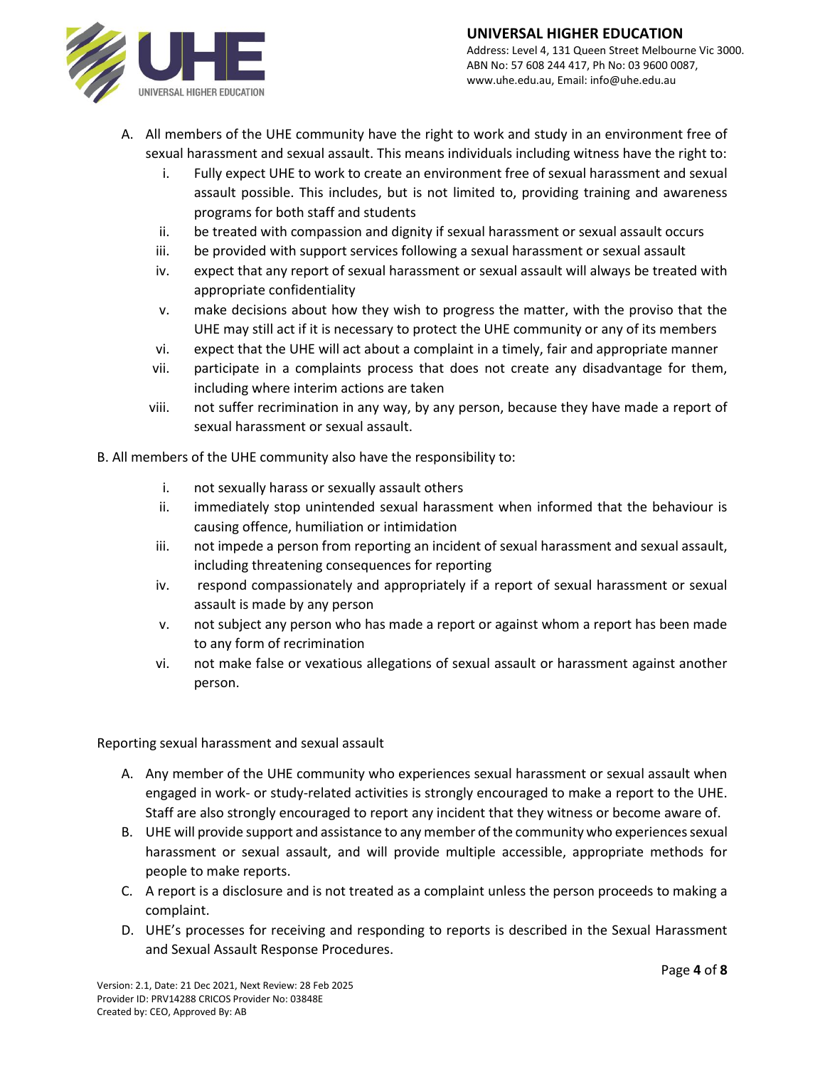A. All members of the UHE community have the right to work and study in an environment free of sexual harassment and sexual assault. This means individuals including witness have the right to:

   i. Fully expect UHE to work to create an environment free of sexual harassment and sexual assault possible. This includes, but is not limited to, providing training and awareness programs for both staff and students
   ii. be treated with compassion and dignity if sexual harassment or sexual assault occurs
   iii. be provided with support services following a sexual harassment or sexual assault
   iv. expect that any report of sexual harassment or sexual assault will always be treated with appropriate confidentiality
   v. make decisions about how they wish to progress the matter, with the proviso that the UHE may still act if it is necessary to protect the UHE community or any of its members
   vi. expect that the UHE will act about a complaint in a timely, fair and appropriate manner
   vii. participate in a complaints process that does not create any disadvantage for them, including where interim actions are taken
   viii. not suffer recrimination in any way, by any person, because they have made a report of sexual harassment or sexual assault.

B. All members of the UHE community also have the responsibility to:

   i. not sexually harass or sexually assault others
   ii. immediately stop unintended sexual harassment when informed that the behaviour is causing offence, humiliation or intimidation
   iii. not impede a person from reporting an incident of sexual harassment and sexual assault, including threatening consequences for reporting
   iv. respond compassionately and appropriately if a report of sexual harassment or sexual assault is made by any person
   v. not subject any person who has made a report or against whom a report has been made to any form of recrimination
   vi. not make false or vexatious allegations of sexual assault or harassment against another person.

Reporting sexual harassment and sexual assault

A. Any member of the UHE community who experiences sexual harassment or sexual assault when engaged in work- or study-related activities is strongly encouraged to make a report to the UHE. Staff are also strongly encouraged to report any incident that they witness or become aware of.
B. UHE will provide support and assistance to any member of the community who experiences sexual harassment or sexual assault, and will provide multiple accessible, appropriate methods for people to make reports.
C. A report is a disclosure and is not treated as a complaint unless the person proceeds to making a complaint.
D. UHE's processes for receiving and responding to reports is described in the Sexual Harassment and Sexual Assault Response Procedures.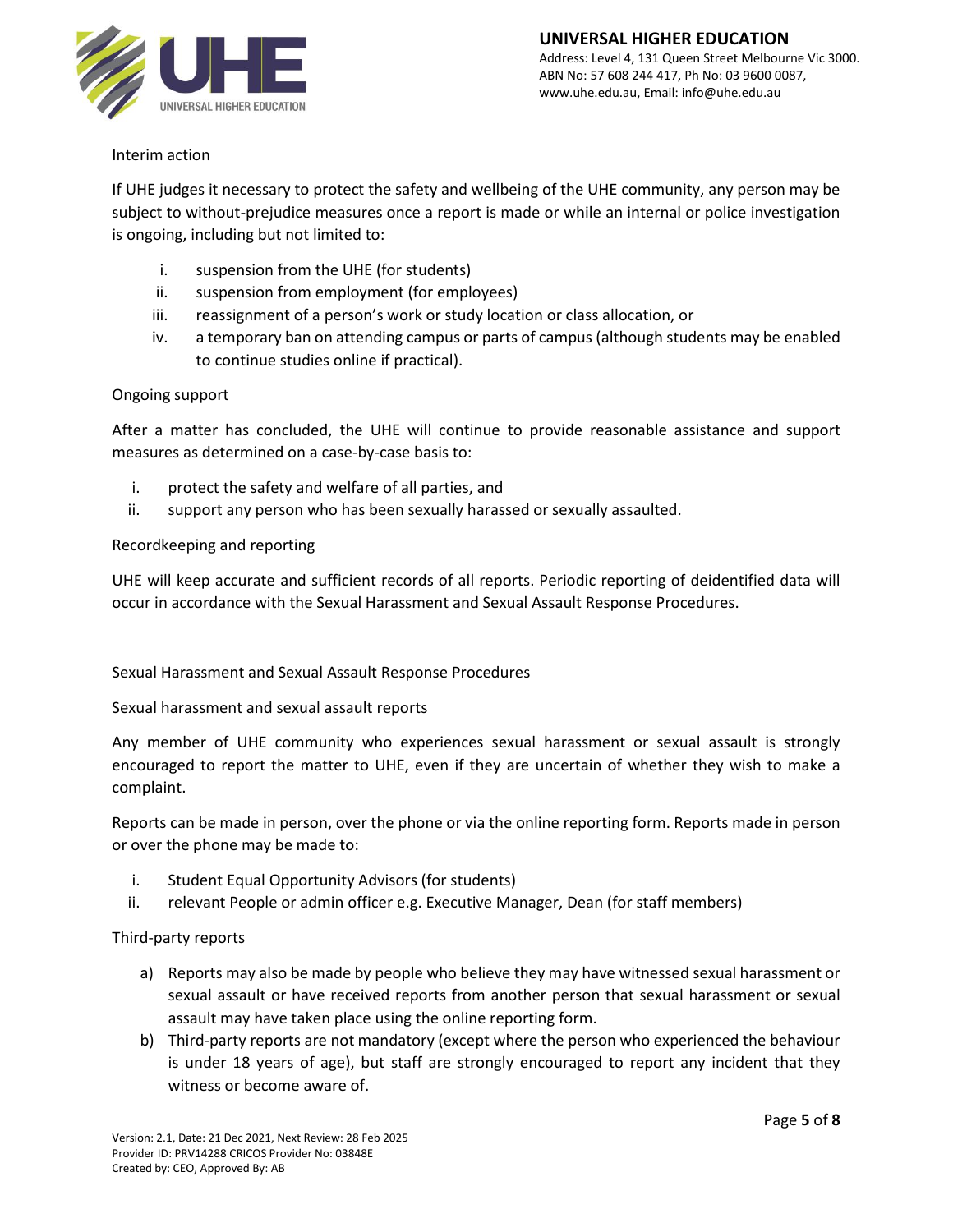Interim action

If UHE judges it necessary to protect the safety and wellbeing of the UHE community, any person may be subject to without-prejudice measures once a report is made or while an internal or police investigation is ongoing, including but not limited to:

i. suspension from the UHE (for students)
ii. suspension from employment (for employees)
iii. reassignment of a person's work or study location or class allocation, or
iv. a temporary ban on attending campus or parts of campus (although students may be enabled to continue studies online if practical).

Ongoing support

After a matter has concluded, the UHE will continue to provide reasonable assistance and support measures as determined on a case-by-case basis to:

i. protect the safety and welfare of all parties, and
ii. support any person who has been sexually harassed or sexually assaulted.

Recordkeeping and reporting

UHE will keep accurate and sufficient records of all reports. Periodic reporting of deidentified data will occur in accordance with the Sexual Harassment and Sexual Assault Response Procedures.

Sexual Harassment and Sexual Assault Response Procedures

Sexual harassment and sexual assault reports

Any member of UHE community who experiences sexual harassment or sexual assault is strongly encouraged to report the matter to UHE, even if they are uncertain of whether they wish to make a complaint.

Reports can be made in person, over the phone or via the online reporting form. Reports made in person or over the phone may be made to:

i. Student Equal Opportunity Advisors (for students)
ii. relevant People or admin officer e.g. Executive Manager, Dean (for staff members)

Third-party reports

a) Reports may also be made by people who believe they may have witnessed sexual harassment or sexual assault or have received reports from another person that sexual harassment or sexual assault may have taken place using the online reporting form.
b) Third-party reports are not mandatory (except where the person who experienced the behaviour is under 18 years of age), but staff are strongly encouraged to report any incident that they witness or become aware of.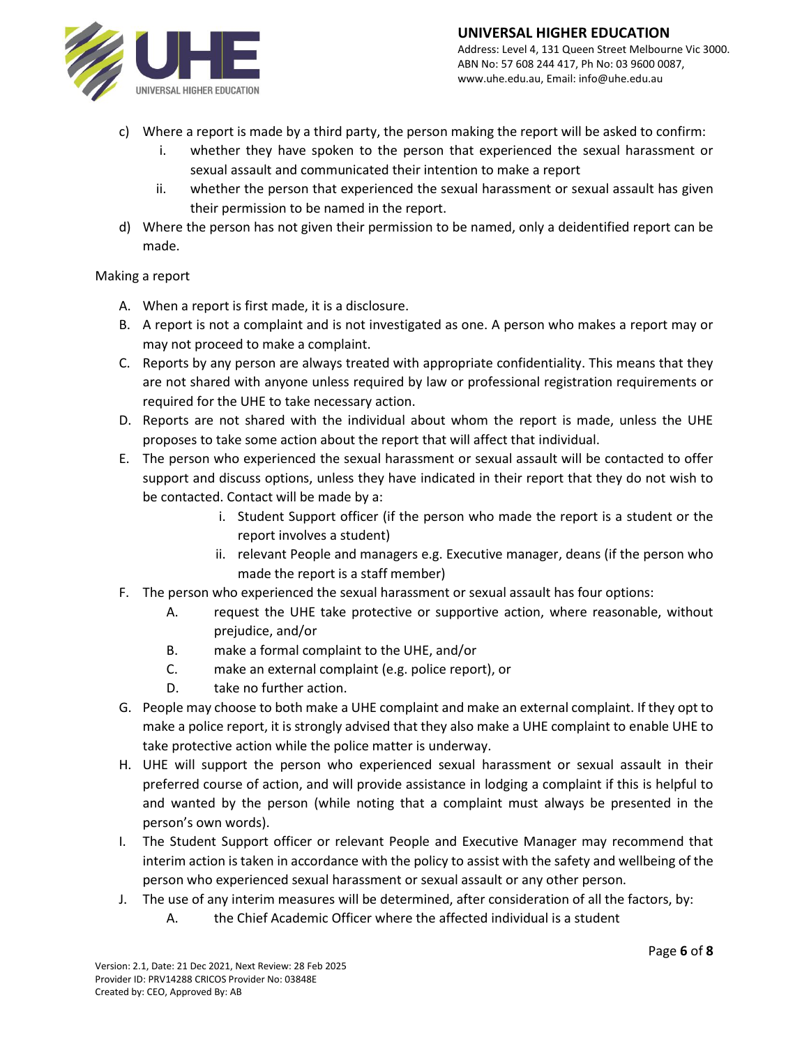c) Where a report is made by a third party, the person making the report will be asked to confirm:
   i. whether they have spoken to the person that experienced the sexual harassment or sexual assault and communicated their intention to make a report
   ii. whether the person that experienced the sexual harassment or sexual assault has given their permission to be named in the report.

d) Where the person has not given their permission to be named, only a deidentified report can be made.

Making a report

A. When a report is first made, it is a disclosure.

B. A report is not a complaint and is not investigated as one. A person who makes a report may or may not proceed to make a complaint.

C. Reports by any person are always treated with appropriate confidentiality. This means that they are not shared with anyone unless required by law or professional registration requirements or required for the UHE to take necessary action.

D. Reports are not shared with the individual about whom the report is made, unless the UHE proposes to take some action about the report that will affect that individual.

E. The person who experienced the sexual harassment or sexual assault will be contacted to offer support and discuss options, unless they have indicated in their report that they do not wish to be contacted. Contact will be made by a:
   i. Student Support officer (if the person who made the report is a student or the report involves a student)
   ii. relevant People and managers e.g. Executive manager, deans (if the person who made the report is a staff member)

F. The person who experienced the sexual harassment or sexual assault has four options:
   A. request the UHE take protective or supportive action, where reasonable, without prejudice, and/or
   B. make a formal complaint to the UHE, and/or
   C. make an external complaint (e.g. police report), or
   D. take no further action.

G. People may choose to both make a UHE complaint and make an external complaint. If they opt to make a police report, it is strongly advised that they also make a UHE complaint to enable UHE to take protective action while the police matter is underway.

H. UHE will support the person who experienced sexual harassment or sexual assault in their preferred course of action, and will provide assistance in lodging a complaint if this is helpful to and wanted by the person (while noting that a complaint must always be presented in the person's own words).

I. The Student Support officer or relevant People and Executive Manager may recommend that interim action is taken in accordance with the policy to assist with the safety and wellbeing of the person who experienced sexual harassment or sexual assault or any other person.

J. The use of any interim measures will be determined, after consideration of all the factors, by:
   A. the Chief Academic Officer where the affected individual is a student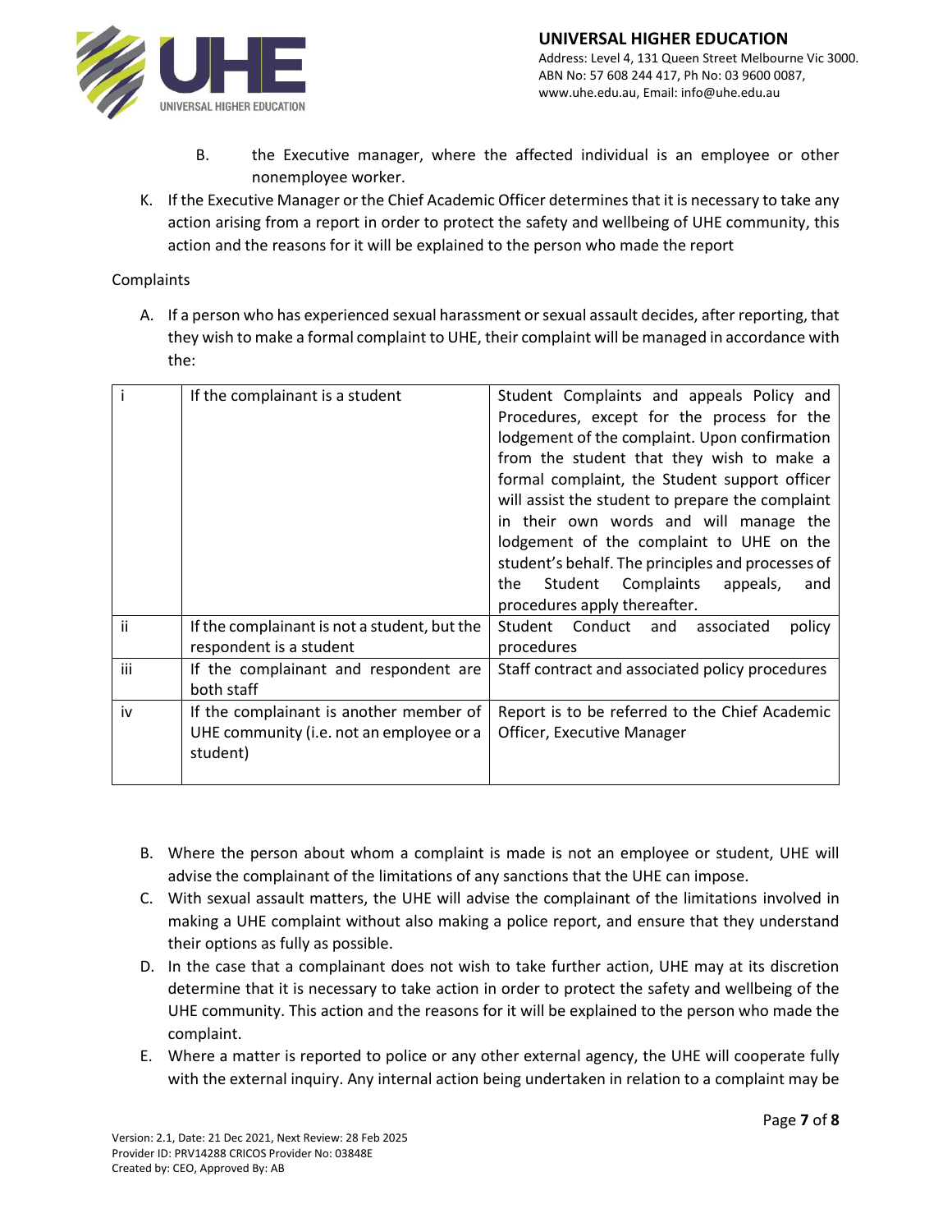B. the Executive manager, where the affected individual is an employee or other nonemployee worker.

K. If the Executive Manager or the Chief Academic Officer determines that it is necessary to take any action arising from a report in order to protect the safety and wellbeing of UHE community, this action and the reasons for it will be explained to the person who made the report

Complaints

A. If a person who has experienced sexual harassment or sexual assault decides, after reporting, that they wish to make a formal complaint to UHE, their complaint will be managed in accordance with the:

| | | |
|---|---|---|
| i | If the complainant is a student | Student Complaints and appeals Policy and Procedures, except for the process for the lodgement of the complaint. Upon confirmation from the student that they wish to make a formal complaint, the Student support officer will assist the student to prepare the complaint in their own words and will manage the lodgement of the complaint to UHE on the student's behalf. The principles and processes of the Student Complaints appeals, and procedures apply thereafter. |
| ii | If the complainant is not a student, but the respondent is a student | Student Conduct and associated policy procedures |
| iii | If the complainant and respondent are both staff | Staff contract and associated policy procedures |
| iv | If the complainant is another member of UHE community (i.e. not an employee or a student) | Report is to be referred to the Chief Academic Officer, Executive Manager |

B. Where the person about whom a complaint is made is not an employee or student, UHE will advise the complainant of the limitations of any sanctions that the UHE can impose.

C. With sexual assault matters, the UHE will advise the complainant of the limitations involved in making a UHE complaint without also making a police report, and ensure that they understand their options as fully as possible.

D. In the case that a complainant does not wish to take further action, UHE may at its discretion determine that it is necessary to take action in order to protect the safety and wellbeing of the UHE community. This action and the reasons for it will be explained to the person who made the complaint.

E. Where a matter is reported to police or any other external agency, the UHE will cooperate fully with the external inquiry. Any internal action being undertaken in relation to a complaint may be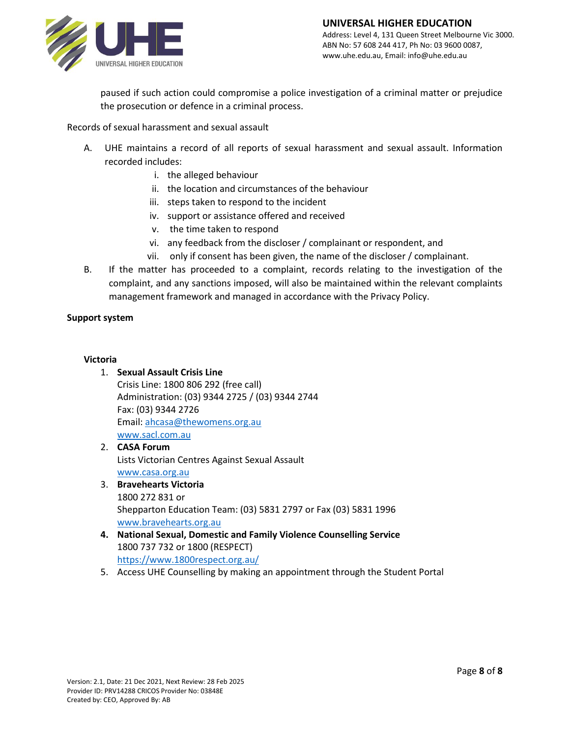paused if such action could compromise a police investigation of a criminal matter or prejudice the prosecution or defence in a criminal process.

Records of sexual harassment and sexual assault

A. UHE maintains a record of all reports of sexual harassment and sexual assault. Information recorded includes:
   i. the alleged behaviour
   ii. the location and circumstances of the behaviour
   iii. steps taken to respond to the incident
   iv. support or assistance offered and received
   v. the time taken to respond
   vi. any feedback from the discloser / complainant or respondent, and
   vii. only if consent has been given, the name of the discloser / complainant.

B. If the matter has proceeded to a complaint, records relating to the investigation of the complaint, and any sanctions imposed, will also be maintained within the relevant complaints management framework and managed in accordance with the Privacy Policy.

**Support system**

**Victoria**

1. **Sexual Assault Crisis Line**
   Crisis Line: 1800 806 292 (free call)
   Administration: (03) 9344 2725 / (03) 9344 2744
   Fax: (03) 9344 2726
   Email: ahcasa@thewomens.org.au
   www.sacl.com.au
2. **CASA Forum**
   Lists Victorian Centres Against Sexual Assault
   www.casa.org.au
3. **Bravehearts Victoria**
   1800 272 831 or
   Shepparton Education Team: (03) 5831 2797 or Fax (03) 5831 1996
   www.bravehearts.org.au
4. **National Sexual, Domestic and Family Violence Counselling Service**
   1800 737 732 or 1800 (RESPECT)
   https://www.1800respect.org.au/
5. Access UHE Counselling by making an appointment through the Student Portal